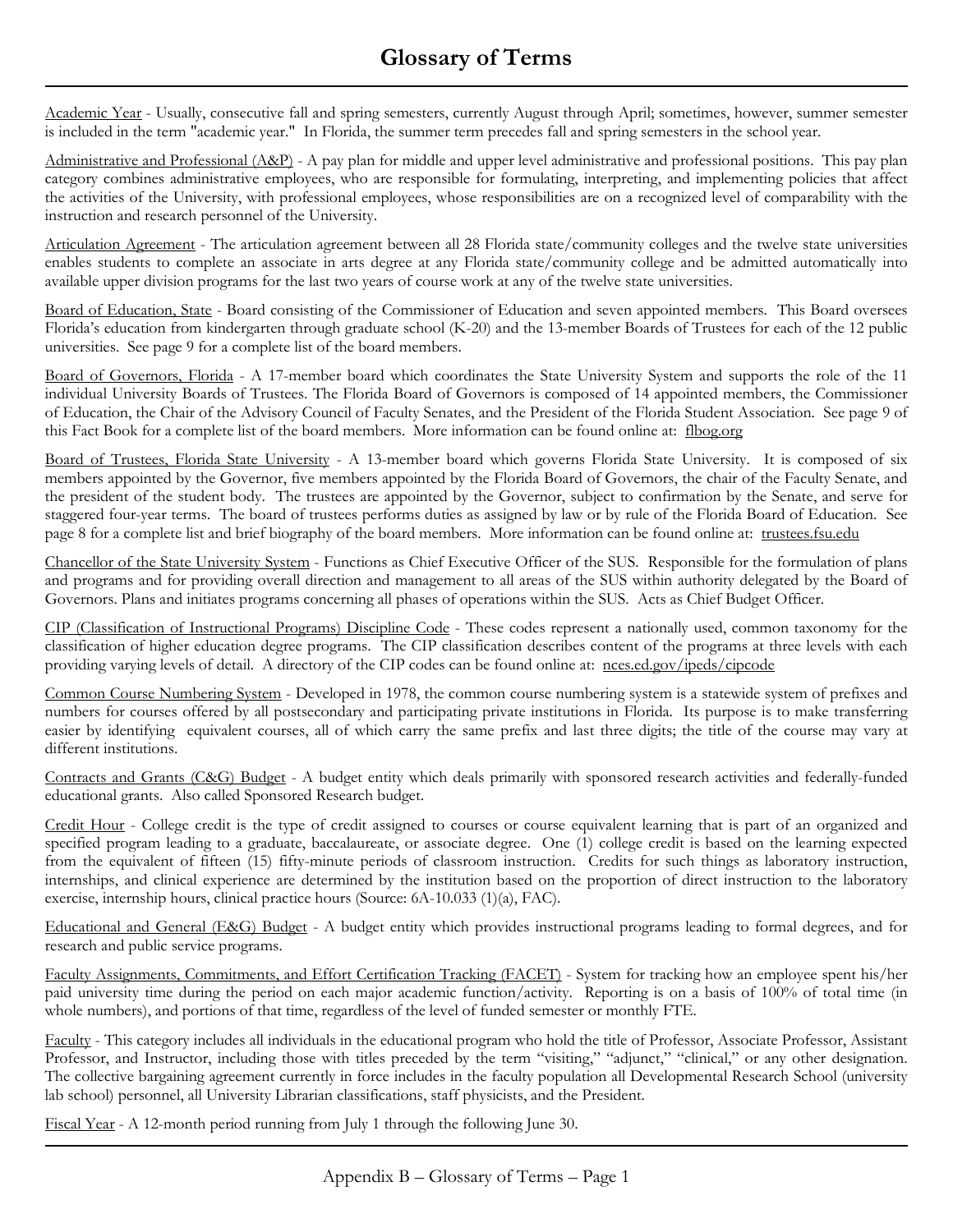# Glossary of Terms

Academic Year - Usually, consecutive fall and spring semesters, currently August through April; sometimes, however, summer semester is included in the term "academic year." In Florida, the summer term precedes fall and spring semesters in the school year.

Administrative and Professional (A&P) - A pay plan for middle and upper level administrative and professional positions. This pay plan category combines administrative employees, who are responsible for formulating, interpreting, and implementing policies that affect the activities of the University, with professional employees, whose responsibilities are on a recognized level of comparability with the instruction and research personnel of the University.

Articulation Agreement - The articulation agreement between all 28 Florida state/community colleges and the twelve state universities enables students to complete an associate in arts degree at any Florida state/community college and be admitted automatically into available upper division programs for the last two years of course work at any of the twelve state universities.

Board of Education, State - Board consisting of the Commissioner of Education and seven appointed members. This Board oversees Florida's education from kindergarten through graduate school (K-20) and the 13-member Boards of Trustees for each of the 12 public universities. See page 9 for a complete list of the board members.

Board of Governors, Florida - A 17-member board which coordinates the State University System and supports the role of the 11 individual University Boards of Trustees. The Florida Board of Governors is composed of 14 appointed members, the Commissioner of Education, the Chair of the Advisory Council of Faculty Senates, and the President of the Florida Student Association. See page 9 of this Fact Book for a complete list of the board members. More information can be found online at: flbog.org

Board of Trustees, Florida State University - A 13-member board which governs Florida State University. It is composed of six members appointed by the Governor, five members appointed by the Florida Board of Governors, the chair of the Faculty Senate, and the president of the student body. The trustees are appointed by the Governor, subject to confirmation by the Senate, and serve for staggered four-year terms. The board of trustees performs duties as assigned by law or by rule of the Florida Board of Education. See page 8 for a complete list and brief biography of the board members. More information can be found online at: trustees.fsu.edu

Chancellor of the State University System - Functions as Chief Executive Officer of the SUS. Responsible for the formulation of plans and programs and for providing overall direction and management to all areas of the SUS within authority delegated by the Board of Governors. Plans and initiates programs concerning all phases of operations within the SUS. Acts as Chief Budget Officer.

CIP (Classification of Instructional Programs) Discipline Code - These codes represent a nationally used, common taxonomy for the classification of higher education degree programs. The CIP classification describes content of the programs at three levels with each providing varying levels of detail. A directory of the CIP codes can be found online at: nces.ed.gov/ipeds/cipcode

Common Course Numbering System - Developed in 1978, the common course numbering system is a statewide system of prefixes and numbers for courses offered by all postsecondary and participating private institutions in Florida. Its purpose is to make transferring easier by identifying equivalent courses, all of which carry the same prefix and last three digits; the title of the course may vary at different institutions.

Contracts and Grants (C&G) Budget - A budget entity which deals primarily with sponsored research activities and federally-funded educational grants. Also called Sponsored Research budget.

Credit Hour - College credit is the type of credit assigned to courses or course equivalent learning that is part of an organized and specified program leading to a graduate, baccalaureate, or associate degree. One (1) college credit is based on the learning expected from the equivalent of fifteen (15) fifty-minute periods of classroom instruction. Credits for such things as laboratory instruction, internships, and clinical experience are determined by the institution based on the proportion of direct instruction to the laboratory exercise, internship hours, clinical practice hours (Source: 6A-10.033 (1)(a), FAC).

Educational and General (E&G) Budget - A budget entity which provides instructional programs leading to formal degrees, and for research and public service programs.

Faculty Assignments, Commitments, and Effort Certification Tracking (FACET) - System for tracking how an employee spent his/her paid university time during the period on each major academic function/activity. Reporting is on a basis of 100% of total time (in whole numbers), and portions of that time, regardless of the level of funded semester or monthly FTE.

Faculty - This category includes all individuals in the educational program who hold the title of Professor, Associate Professor, Assistant Professor, and Instructor, including those with titles preceded by the term "visiting," "adjunct," "clinical," or any other designation. The collective bargaining agreement currently in force includes in the faculty population all Developmental Research School (university lab school) personnel, all University Librarian classifications, staff physicists, and the President.

Fiscal Year - A 12-month period running from July 1 through the following June 30.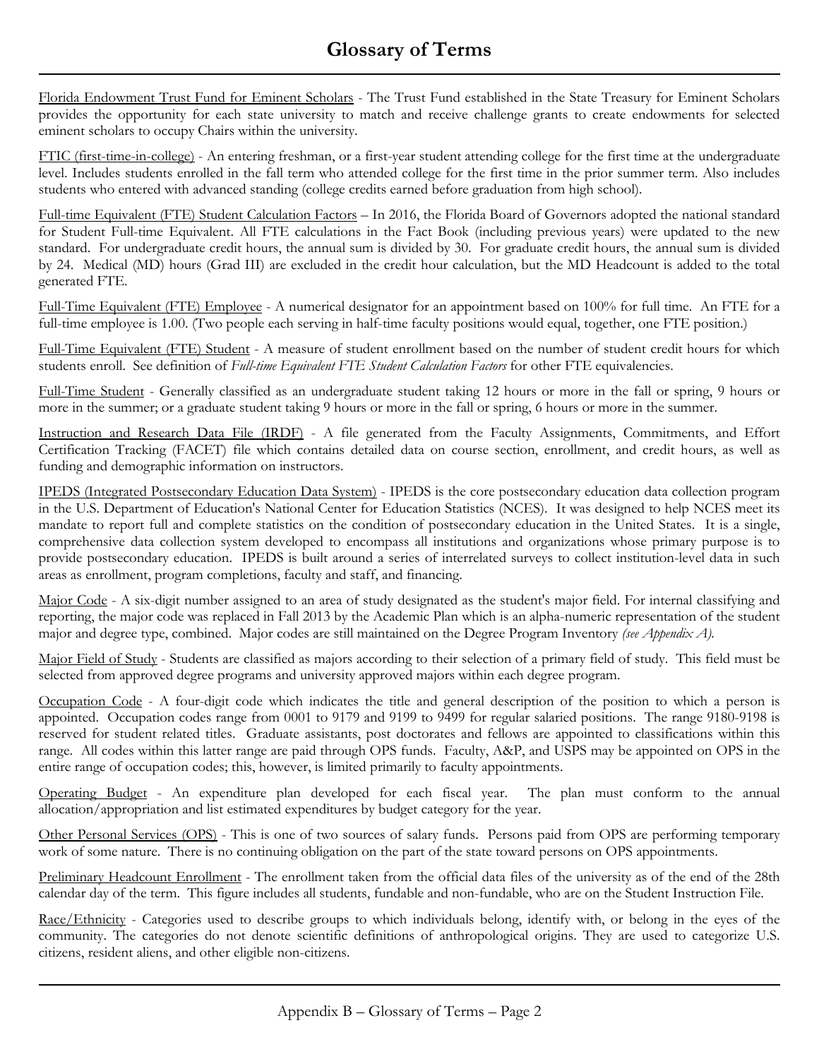# Glossary of Terms

Florida Endowment Trust Fund for Eminent Scholars - The Trust Fund established in the State Treasury for Eminent Scholars provides the opportunity for each state university to match and receive challenge grants to create endowments for selected eminent scholars to occupy Chairs within the university.

FTIC (first-time-in-college) - An entering freshman, or a first-year student attending college for the first time at the undergraduate level. Includes students enrolled in the fall term who attended college for the first time in the prior summer term. Also includes students who entered with advanced standing (college credits earned before graduation from high school).

Full-time Equivalent (FTE) Student Calculation Factors – In 2016, the Florida Board of Governors adopted the national standard for Student Full-time Equivalent. All FTE calculations in the Fact Book (including previous years) were updated to the new standard. For undergraduate credit hours, the annual sum is divided by 30. For graduate credit hours, the annual sum is divided by 24. Medical (MD) hours (Grad III) are excluded in the credit hour calculation, but the MD Headcount is added to the total generated FTE.

Full-Time Equivalent (FTE) Employee - A numerical designator for an appointment based on 100% for full time. An FTE for a full-time employee is 1.00. (Two people each serving in half-time faculty positions would equal, together, one FTE position.)

Full-Time Equivalent (FTE) Student - A measure of student enrollment based on the number of student credit hours for which students enroll. See definition of *Full-time Equivalent FTE Student Calculation Factors* for other FTE equivalencies.

Full-Time Student - Generally classified as an undergraduate student taking 12 hours or more in the fall or spring, 9 hours or more in the summer; or a graduate student taking 9 hours or more in the fall or spring, 6 hours or more in the summer.

Instruction and Research Data File (IRDF) - A file generated from the Faculty Assignments, Commitments, and Effort Certification Tracking (FACET) file which contains detailed data on course section, enrollment, and credit hours, as well as funding and demographic information on instructors.

IPEDS (Integrated Postsecondary Education Data System) - IPEDS is the core postsecondary education data collection program in the U.S. Department of Education's National Center for Education Statistics (NCES). It was designed to help NCES meet its mandate to report full and complete statistics on the condition of postsecondary education in the United States. It is a single, comprehensive data collection system developed to encompass all institutions and organizations whose primary purpose is to provide postsecondary education. IPEDS is built around a series of interrelated surveys to collect institution-level data in such areas as enrollment, program completions, faculty and staff, and financing.

Major Code - A six-digit number assigned to an area of study designated as the student's major field. For internal classifying and reporting, the major code was replaced in Fall 2013 by the Academic Plan which is an alpha-numeric representation of the student major and degree type, combined. Major codes are still maintained on the Degree Program Inventory *(see Appendix A).*

Major Field of Study - Students are classified as majors according to their selection of a primary field of study. This field must be selected from approved degree programs and university approved majors within each degree program.

Occupation Code - A four-digit code which indicates the title and general description of the position to which a person is appointed. Occupation codes range from 0001 to 9179 and 9199 to 9499 for regular salaried positions. The range 9180-9198 is reserved for student related titles. Graduate assistants, post doctorates and fellows are appointed to classifications within this range. All codes within this latter range are paid through OPS funds. Faculty, A&P, and USPS may be appointed on OPS in the entire range of occupation codes; this, however, is limited primarily to faculty appointments.

Operating Budget - An expenditure plan developed for each fiscal year. The plan must conform to the annual allocation/appropriation and list estimated expenditures by budget category for the year.

Other Personal Services (OPS) - This is one of two sources of salary funds. Persons paid from OPS are performing temporary work of some nature. There is no continuing obligation on the part of the state toward persons on OPS appointments.

Preliminary Headcount Enrollment - The enrollment taken from the official data files of the university as of the end of the 28th calendar day of the term. This figure includes all students, fundable and non-fundable, who are on the Student Instruction File.

Race/Ethnicity - Categories used to describe groups to which individuals belong, identify with, or belong in the eyes of the community. The categories do not denote scientific definitions of anthropological origins. They are used to categorize U.S. citizens, resident aliens, and other eligible non-citizens.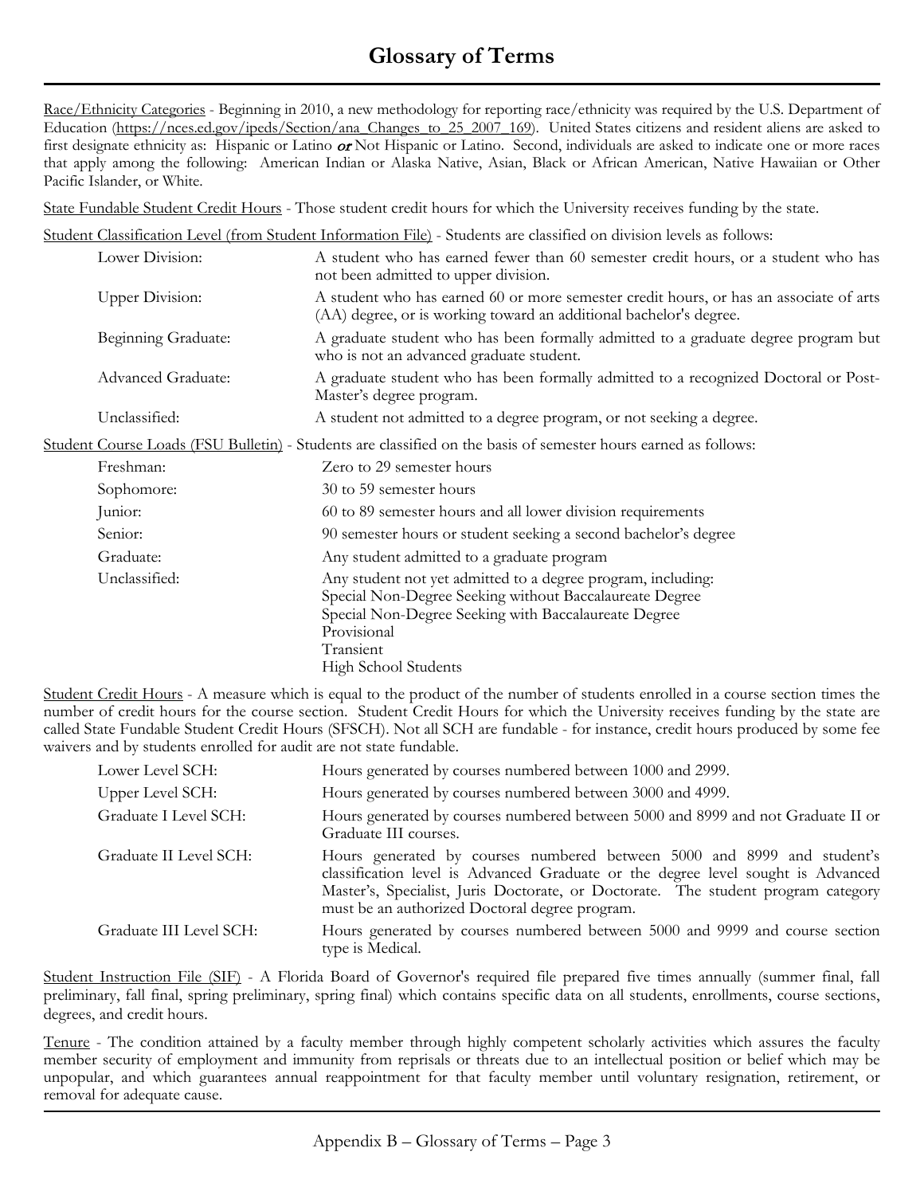# Glossary of Terms

Race/Ethnicity Categories - Beginning in 2010, a new methodology for reporting race/ethnicity was required by the U.S. Department of Education (https://nces.ed.gov/ipeds/Section/ana_Changes_to_25_2007_169). United States citizens and resident aliens are asked to first designate ethnicity as: Hispanic or Latino ***or*** Not Hispanic or Latino. Second, individuals are asked to indicate one or more races that apply among the following: American Indian or Alaska Native, Asian, Black or African American, Native Hawaiian or Other Pacific Islander, or White.

State Fundable Student Credit Hours - Those student credit hours for which the University receives funding by the state.

Student Classification Level (from Student Information File) - Students are classified on division levels as follows:

| | |
|---|---|
| Lower Division: | A student who has earned fewer than 60 semester credit hours, or a student who has not been admitted to upper division. |
| Upper Division: | A student who has earned 60 or more semester credit hours, or has an associate of arts (AA) degree, or is working toward an additional bachelor's degree. |
| Beginning Graduate: | A graduate student who has been formally admitted to a graduate degree program but who is not an advanced graduate student. |
| Advanced Graduate: | A graduate student who has been formally admitted to a recognized Doctoral or Post-Master's degree program. |
| Unclassified: | A student not admitted to a degree program, or not seeking a degree. |

Student Course Loads (FSU Bulletin) - Students are classified on the basis of semester hours earned as follows:

| | |
|---|---|
| Freshman: | Zero to 29 semester hours |
| Sophomore: | 30 to 59 semester hours |
| Junior: | 60 to 89 semester hours and all lower division requirements |
| Senior: | 90 semester hours or student seeking a second bachelor's degree |
| Graduate: | Any student admitted to a graduate program |
| Unclassified: | Any student not yet admitted to a degree program, including:<br>Special Non-Degree Seeking without Baccalaureate Degree<br>Special Non-Degree Seeking with Baccalaureate Degree<br>Provisional<br>Transient<br>High School Students |

Student Credit Hours - A measure which is equal to the product of the number of students enrolled in a course section times the number of credit hours for the course section. Student Credit Hours for which the University receives funding by the state are called State Fundable Student Credit Hours (SFSCH). Not all SCH are fundable - for instance, credit hours produced by some fee waivers and by students enrolled for audit are not state fundable.

| | |
|---|---|
| Lower Level SCH: | Hours generated by courses numbered between 1000 and 2999. |
| Upper Level SCH: | Hours generated by courses numbered between 3000 and 4999. |
| Graduate I Level SCH: | Hours generated by courses numbered between 5000 and 8999 and not Graduate II or Graduate III courses. |
| Graduate II Level SCH: | Hours generated by courses numbered between 5000 and 8999 and student's classification level is Advanced Graduate or the degree level sought is Advanced Master's, Specialist, Juris Doctorate, or Doctorate. The student program category must be an authorized Doctoral degree program. |
| Graduate III Level SCH: | Hours generated by courses numbered between 5000 and 9999 and course section type is Medical. |

Student Instruction File (SIF) - A Florida Board of Governor's required file prepared five times annually (summer final, fall preliminary, fall final, spring preliminary, spring final) which contains specific data on all students, enrollments, course sections, degrees, and credit hours.

Tenure - The condition attained by a faculty member through highly competent scholarly activities which assures the faculty member security of employment and immunity from reprisals or threats due to an intellectual position or belief which may be unpopular, and which guarantees annual reappointment for that faculty member until voluntary resignation, retirement, or removal for adequate cause.